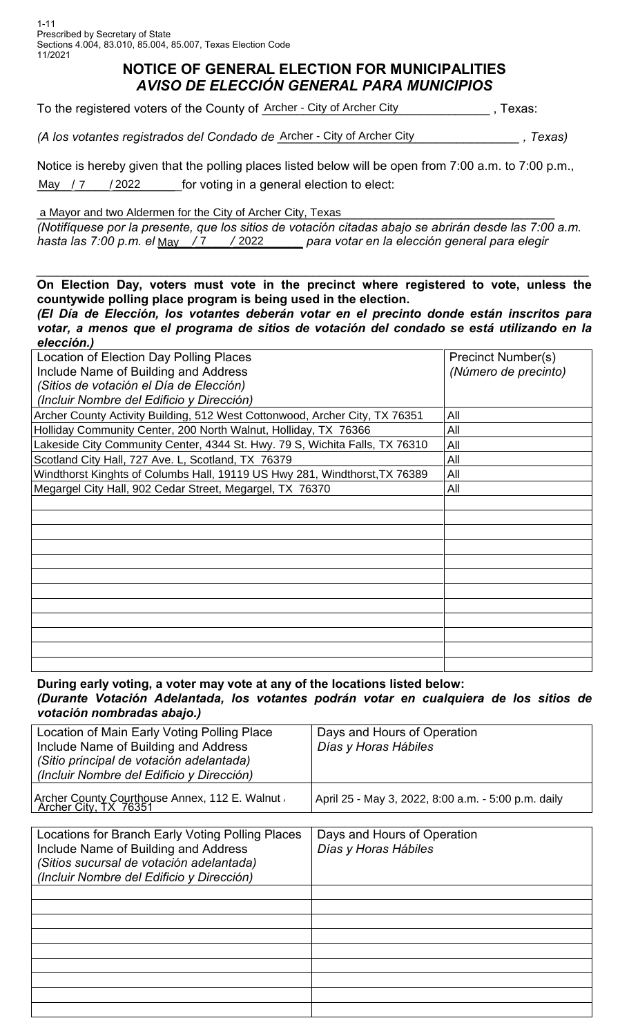1-11
Prescribed by Secretary of State
Sections 4.004, 83.010, 85.004, 85.007, Texas Election Code
11/2021

# NOTICE OF GENERAL ELECTION FOR MUNICIPALITIES
## *AVISO DE ELECCIÓN GENERAL PARA MUNICIPIOS*

To the registered voters of the County of Archer - City of Archer City, Texas:

*(A los votantes registrados del Condado de* Archer - City of Archer City *, Texas)*

Notice is hereby given that the polling places listed below will be open from 7:00 a.m. to 7:00 p.m., May / 7 / 2022 for voting in a general election to elect:

a Mayor and two Aldermen for the City of Archer City, Texas

*(Notifíquese por la presente, que los sitios de votación citadas abajo se abrirán desde las 7:00 a.m. hasta las 7:00 p.m. el* May / 7 / 2022 *para votar en la elección general para elegir*

**On Election Day, voters must vote in the precinct where registered to vote, unless the countywide polling place program is being used in the election.**

***(El Día de Elección, los votantes deberán votar en el precinto donde están inscritos para votar, a menos que el programa de sitios de votación del condado se está utilizando en la elección.)***

| Location of Election Day Polling Places<br>Include Name of Building and Address<br>*(Sitios de votación el Día de Elección)*<br>*(Incluir Nombre del Edificio y Dirección)* | Precinct Number(s)<br>*(Número de precinto)* |
|---|---|
| Archer County Activity Building, 512 West Cottonwood, Archer City, TX 76351 | All |
| Holliday Community Center, 200 North Walnut, Holliday, TX 76366 | All |
| Lakeside City Community Center, 4344 St. Hwy. 79 S, Wichita Falls, TX 76310 | All |
| Scotland City Hall, 727 Ave. L, Scotland, TX 76379 | All |
| Windthorst Kinghts of Columbs Hall, 19119 US Hwy 281, Windthorst,TX 76389 | All |
| Megargel City Hall, 902 Cedar Street, Megargel, TX 76370 | All |

**During early voting, a voter may vote at any of the locations listed below:**

***(Durante Votación Adelantada, los votantes podrán votar en cualquiera de los sitios de votación nombradas abajo.)***

| Location of Main Early Voting Polling Place<br>Include Name of Building and Address<br>*(Sitio principal de votación adelantada)*<br>*(Incluir Nombre del Edificio y Dirección)* | Days and Hours of Operation<br>*Días y Horas Hábiles* |
|---|---|
| Archer County Courthouse Annex, 112 E. Walnut, Archer City, TX 76351 | April 25 - May 3, 2022, 8:00 a.m. - 5:00 p.m. daily |

| Locations for Branch Early Voting Polling Places<br>Include Name of Building and Address<br>*(Sitios sucursal de votación adelantada)*<br>*(Incluir Nombre del Edificio y Dirección)* | Days and Hours of Operation<br>*Días y Horas Hábiles* |
|---|---|
| | |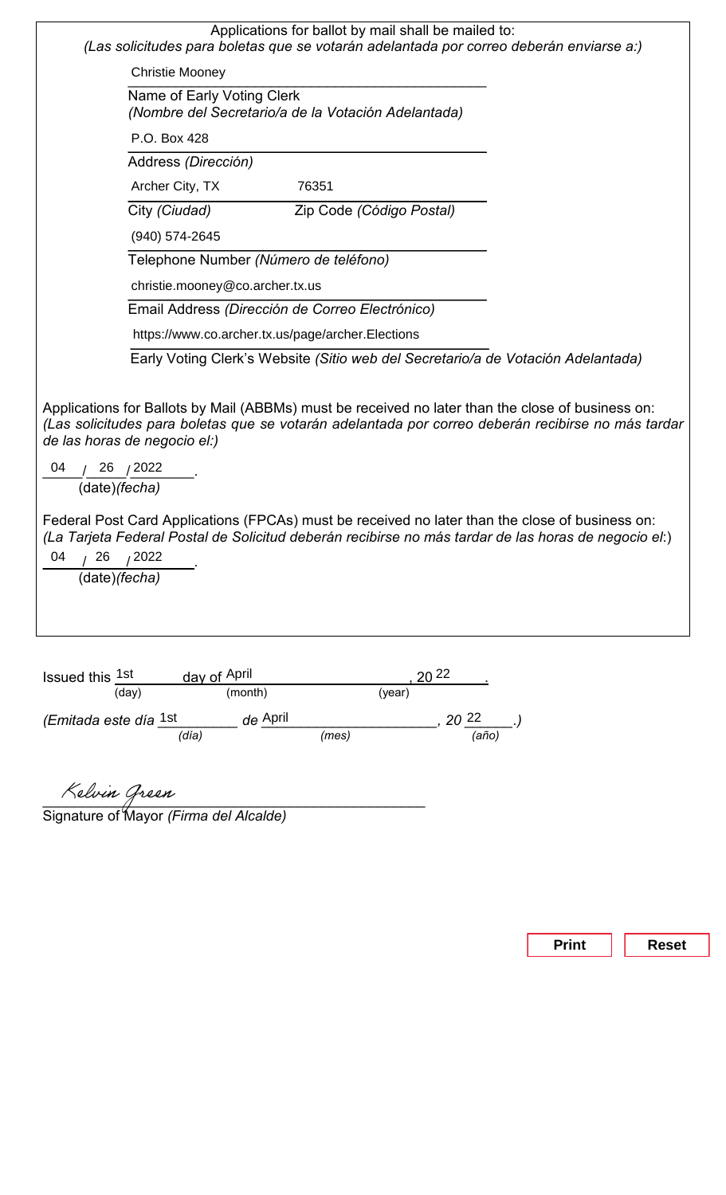Applications for ballot by mail shall be mailed to:
*(Las solicitudes para boletas que se votarán adelantada por correo deberán enviarse a:)*

Christie Mooney
Name of Early Voting Clerk
*(Nombre del Secretario/a de la Votación Adelantada)*

P.O. Box 428
Address *(Dirección)*

| | |
|---|---|
| Archer City, TX | 76351 |
| City *(Ciudad)* | Zip Code *(Código Postal)* |

(940) 574-2645
Telephone Number *(Número de teléfono)*

christie.mooney@co.archer.tx.us
Email Address *(Dirección de Correo Electrónico)*

https://www.co.archer.tx.us/page/archer.Elections
Early Voting Clerk's Website *(Sitio web del Secretario/a de Votación Adelantada)*

Applications for Ballots by Mail (ABBMs) must be received no later than the close of business on:
*(Las solicitudes para boletas que se votarán adelantada por correo deberán recibirse no más tardar de las horas de negocio el:)*

04 / 26 / 2022.
(date)*(fecha)*

Federal Post Card Applications (FPCAs) must be received no later than the close of business on:
*(La Tarjeta Federal Postal de Solicitud deberán recibirse no más tardar de las horas de negocio el:)*

04 / 26 / 2022.
(date)*(fecha)*

Issued this 1st (day) day of April (month), 20 22 (year).

*(Emitada este día 1st (día) de April (mes), 20 22 (año).)*

Kelvin Green
Signature of Mayor *(Firma del Alcalde)*